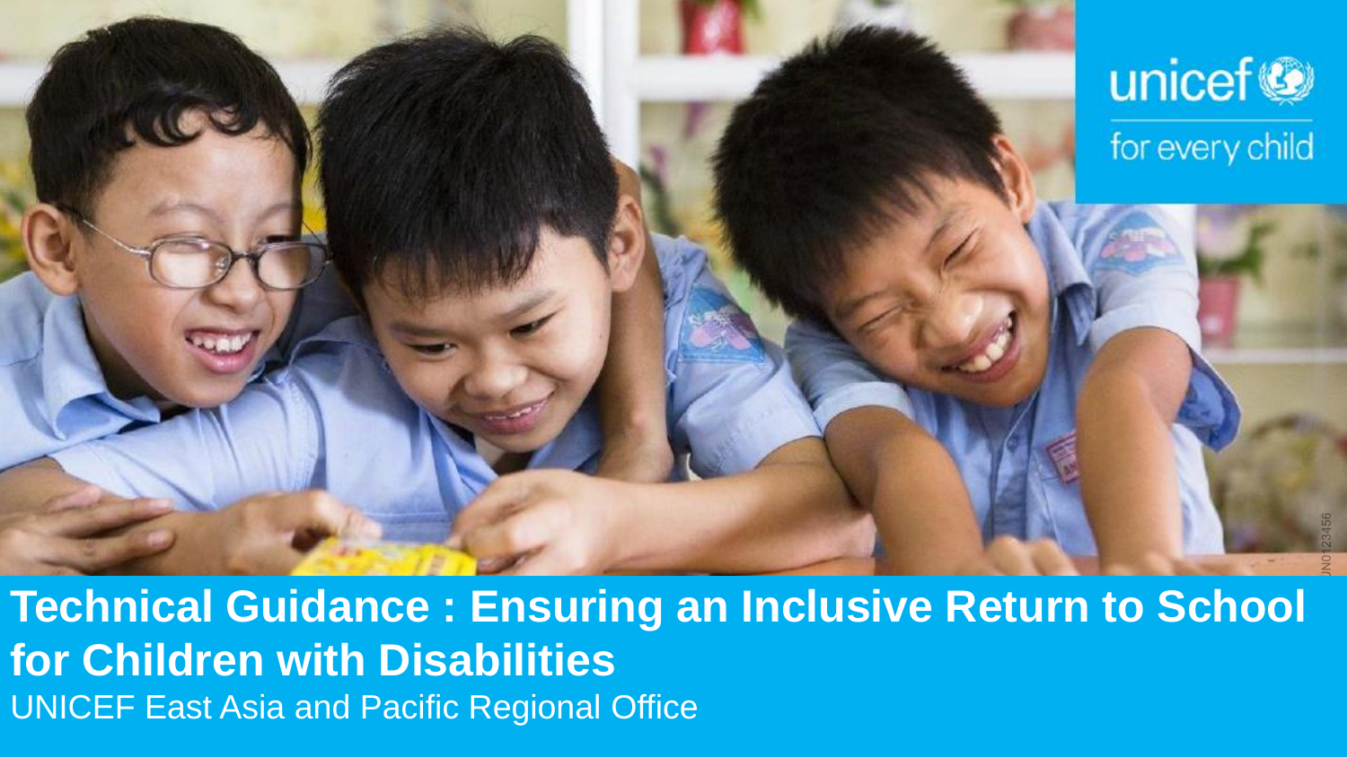# Technical Guidance : Ensuring an Inclusive Return to School for Children with Disabilities

UNICEF East Asia and Pacific Regional Office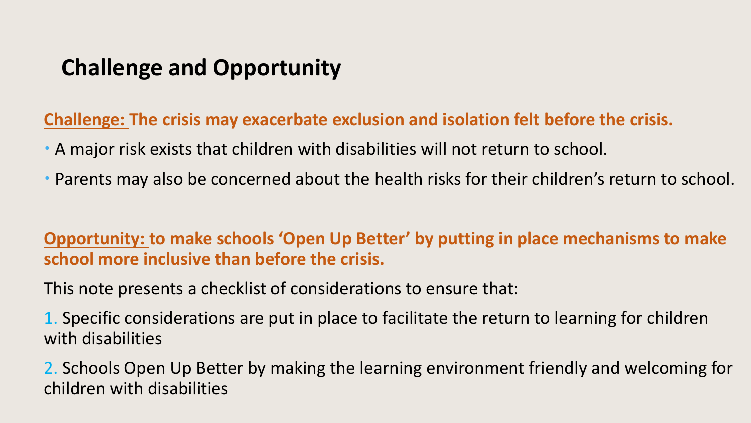# Challenge and Opportunity

**Challenge: The crisis may exacerbate exclusion and isolation felt before the crisis.**

- A major risk exists that children with disabilities will not return to school.
- Parents may also be concerned about the health risks for their children's return to school.

**Opportunity: to make schools 'Open Up Better' by putting in place mechanisms to make school more inclusive than before the crisis.**

This note presents a checklist of considerations to ensure that:

1. Specific considerations are put in place to facilitate the return to learning for children with disabilities
2. Schools Open Up Better by making the learning environment friendly and welcoming for children with disabilities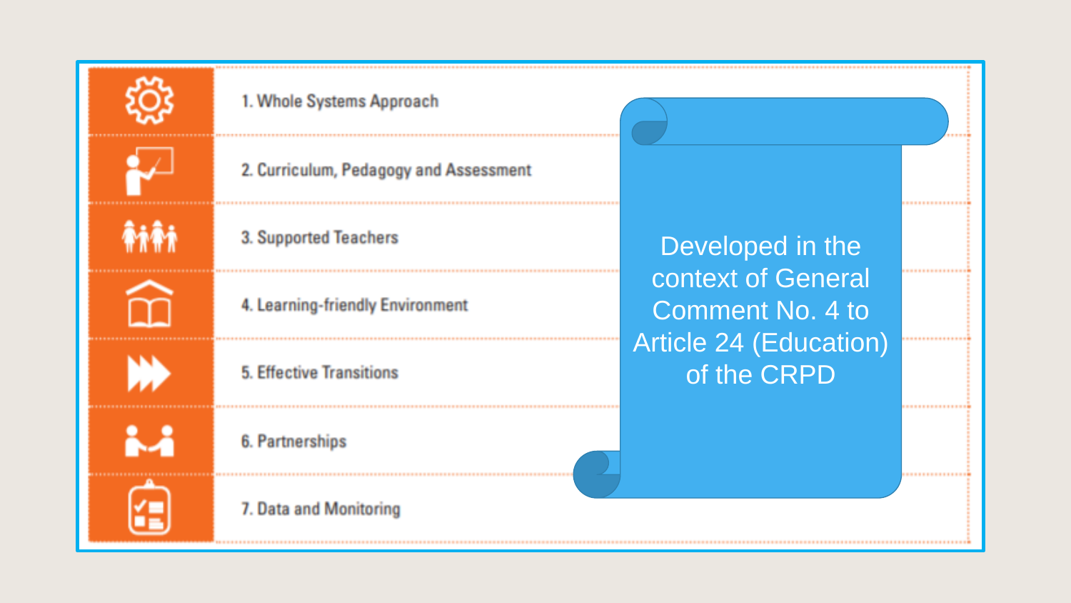1. Whole Systems Approach
2. Curriculum, Pedagogy and Assessment
3. Supported Teachers
4. Learning-friendly Environment
5. Effective Transitions
6. Partnerships
7. Data and Monitoring

Developed in the context of General Comment No. 4 to Article 24 (Education) of the CRPD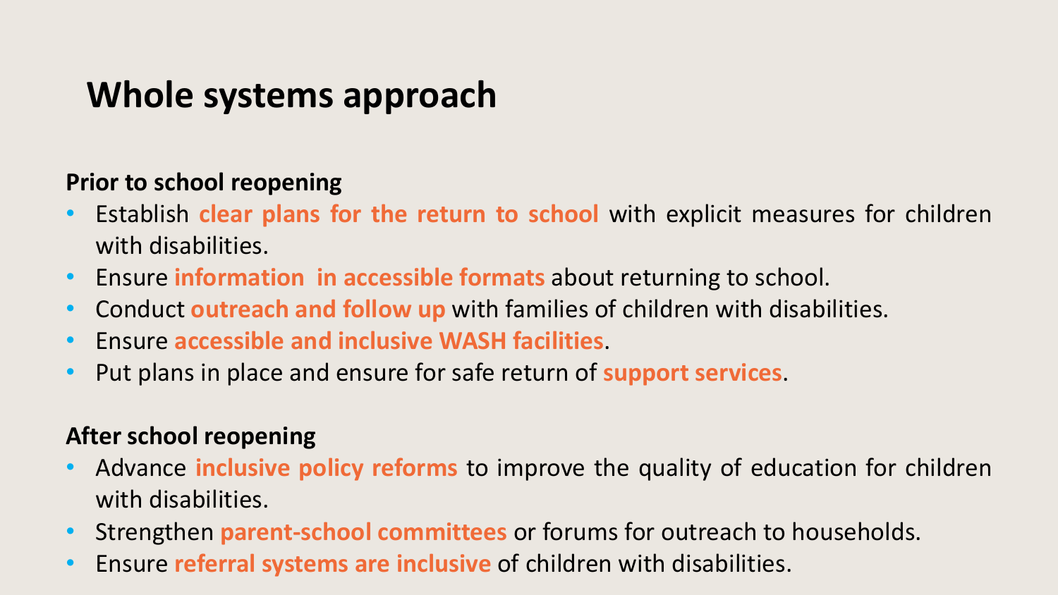# Whole systems approach

**Prior to school reopening**

- Establish **clear plans for the return to school** with explicit measures for children with disabilities.
- Ensure **information in accessible formats** about returning to school.
- Conduct **outreach and follow up** with families of children with disabilities.
- Ensure **accessible and inclusive WASH facilities**.
- Put plans in place and ensure for safe return of **support services**.

**After school reopening**

- Advance **inclusive policy reforms** to improve the quality of education for children with disabilities.
- Strengthen **parent-school committees** or forums for outreach to households.
- Ensure **referral systems are inclusive** of children with disabilities.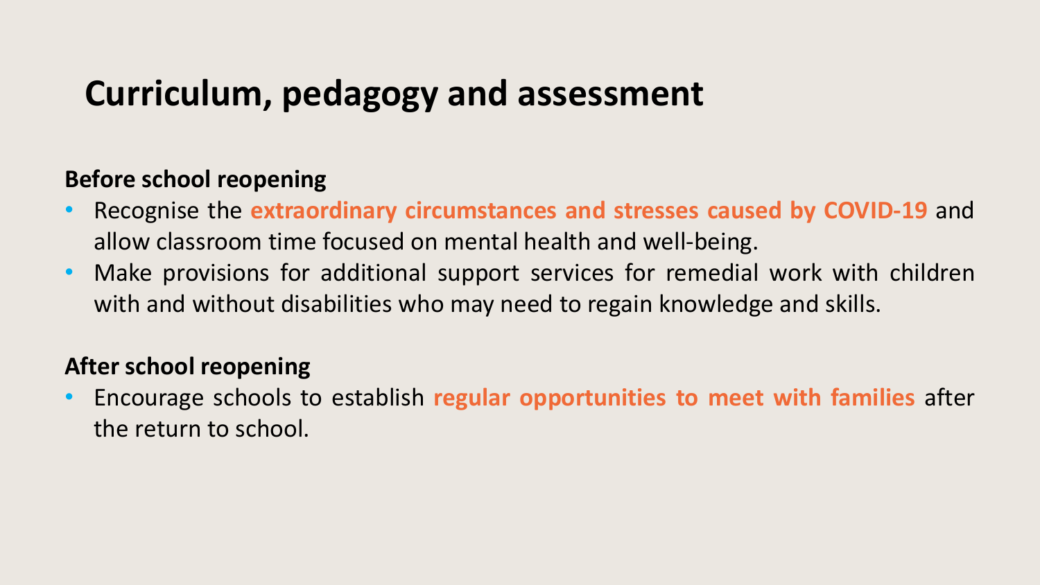# Curriculum, pedagogy and assessment

**Before school reopening**

- Recognise the **extraordinary circumstances and stresses caused by COVID-19** and allow classroom time focused on mental health and well-being.
- Make provisions for additional support services for remedial work with children with and without disabilities who may need to regain knowledge and skills.

**After school reopening**

- Encourage schools to establish **regular opportunities to meet with families** after the return to school.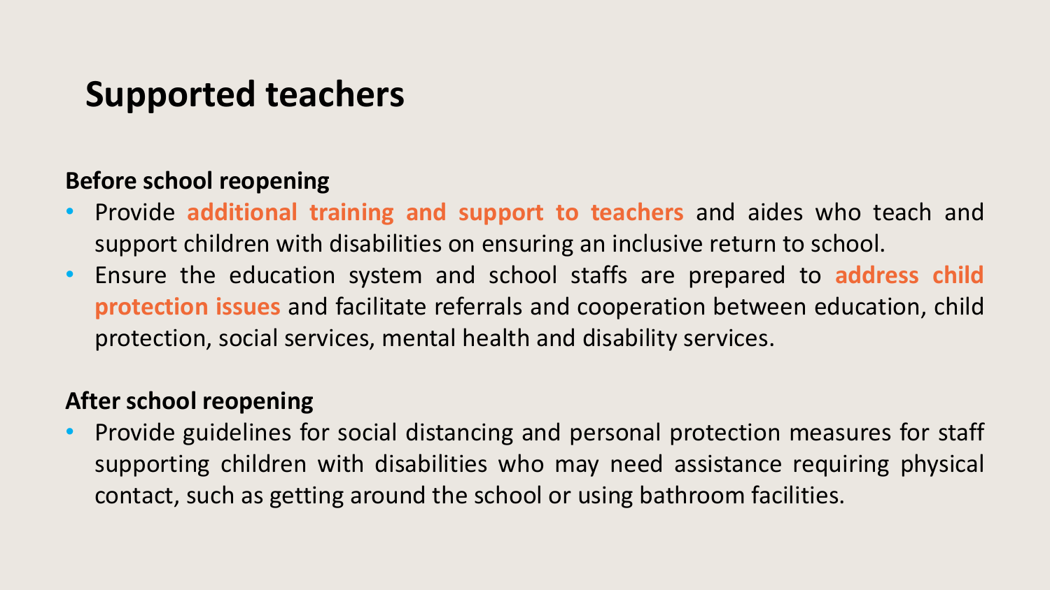# Supported teachers

**Before school reopening**

- Provide **additional training and support to teachers** and aides who teach and support children with disabilities on ensuring an inclusive return to school.
- Ensure the education system and school staffs are prepared to **address child protection issues** and facilitate referrals and cooperation between education, child protection, social services, mental health and disability services.

**After school reopening**

- Provide guidelines for social distancing and personal protection measures for staff supporting children with disabilities who may need assistance requiring physical contact, such as getting around the school or using bathroom facilities.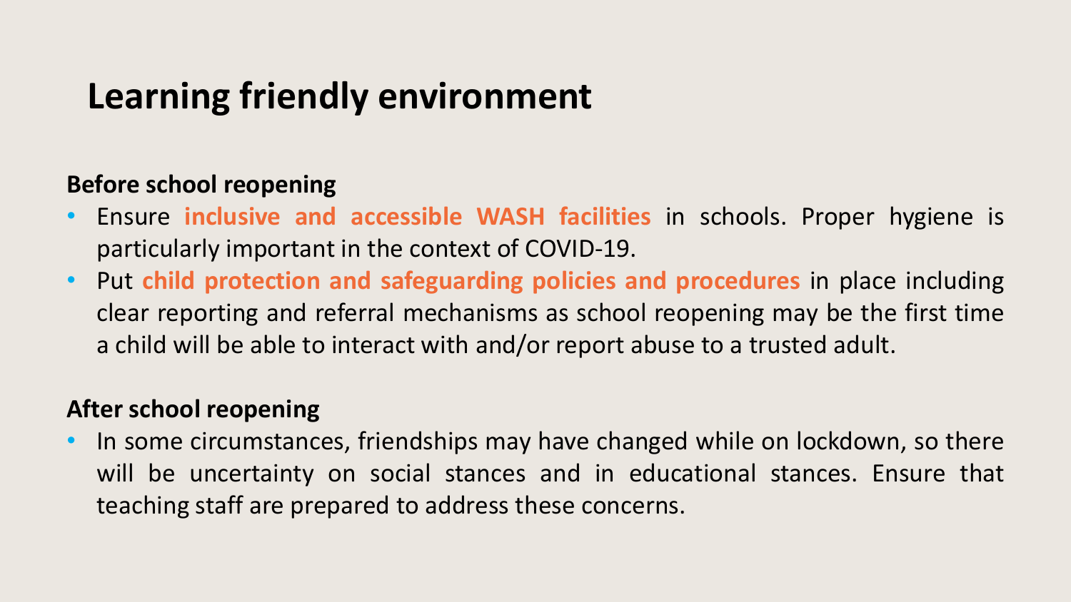# Learning friendly environment

**Before school reopening**

- Ensure **inclusive and accessible WASH facilities** in schools. Proper hygiene is particularly important in the context of COVID-19.
- Put **child protection and safeguarding policies and procedures** in place including clear reporting and referral mechanisms as school reopening may be the first time a child will be able to interact with and/or report abuse to a trusted adult.

**After school reopening**

- In some circumstances, friendships may have changed while on lockdown, so there will be uncertainty on social stances and in educational stances. Ensure that teaching staff are prepared to address these concerns.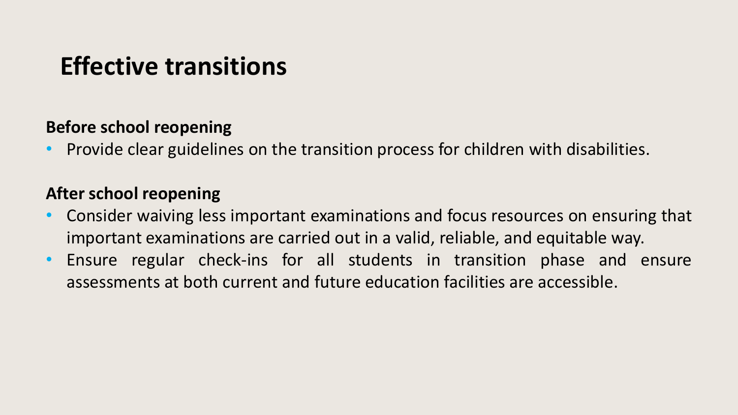# Effective transitions

**Before school reopening**

- Provide clear guidelines on the transition process for children with disabilities.

**After school reopening**

- Consider waiving less important examinations and focus resources on ensuring that important examinations are carried out in a valid, reliable, and equitable way.
- Ensure regular check-ins for all students in transition phase and ensure assessments at both current and future education facilities are accessible.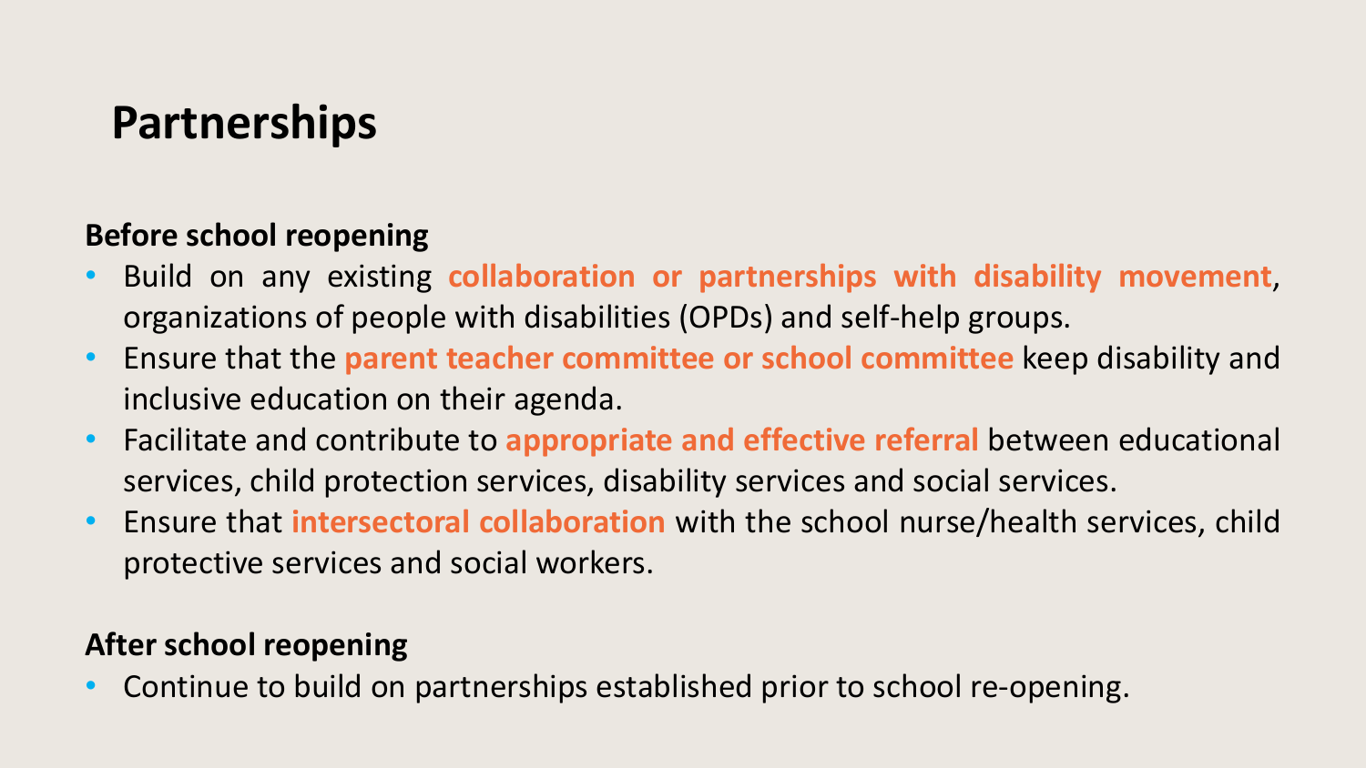# Partnerships

**Before school reopening**

- Build on any existing **collaboration or partnerships with disability movement**, organizations of people with disabilities (OPDs) and self-help groups.
- Ensure that the **parent teacher committee or school committee** keep disability and inclusive education on their agenda.
- Facilitate and contribute to **appropriate and effective referral** between educational services, child protection services, disability services and social services.
- Ensure that **intersectoral collaboration** with the school nurse/health services, child protective services and social workers.

**After school reopening**

- Continue to build on partnerships established prior to school re-opening.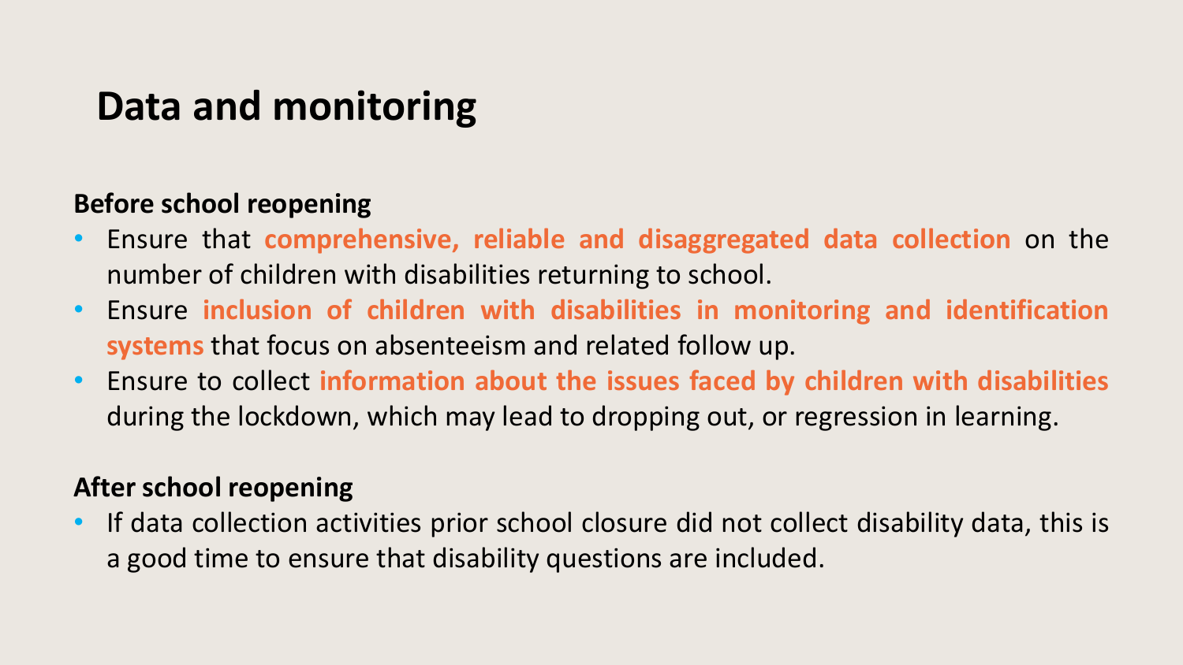# Data and monitoring

**Before school reopening**

- Ensure that **comprehensive, reliable and disaggregated data collection** on the number of children with disabilities returning to school.
- Ensure **inclusion of children with disabilities in monitoring and identification systems** that focus on absenteeism and related follow up.
- Ensure to collect **information about the issues faced by children with disabilities** during the lockdown, which may lead to dropping out, or regression in learning.

**After school reopening**

- If data collection activities prior school closure did not collect disability data, this is a good time to ensure that disability questions are included.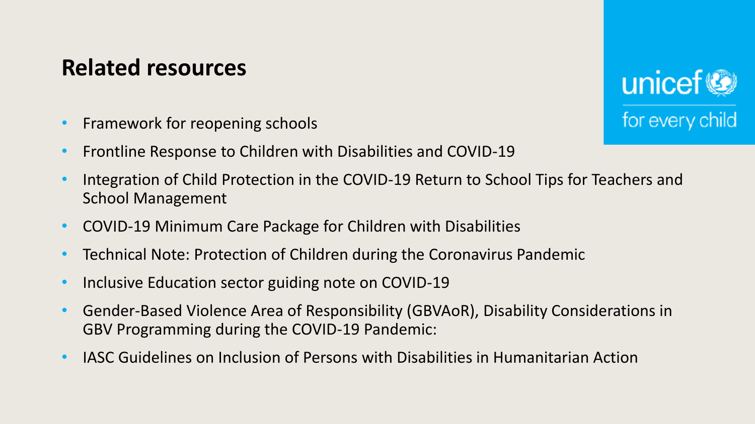## Related resources

- Framework for reopening schools
- Frontline Response to Children with Disabilities and COVID-19
- Integration of Child Protection in the COVID-19 Return to School Tips for Teachers and School Management
- COVID-19 Minimum Care Package for Children with Disabilities
- Technical Note: Protection of Children during the Coronavirus Pandemic
- Inclusive Education sector guiding note on COVID-19
- Gender-Based Violence Area of Responsibility (GBVAoR), Disability Considerations in GBV Programming during the COVID-19 Pandemic:
- IASC Guidelines on Inclusion of Persons with Disabilities in Humanitarian Action